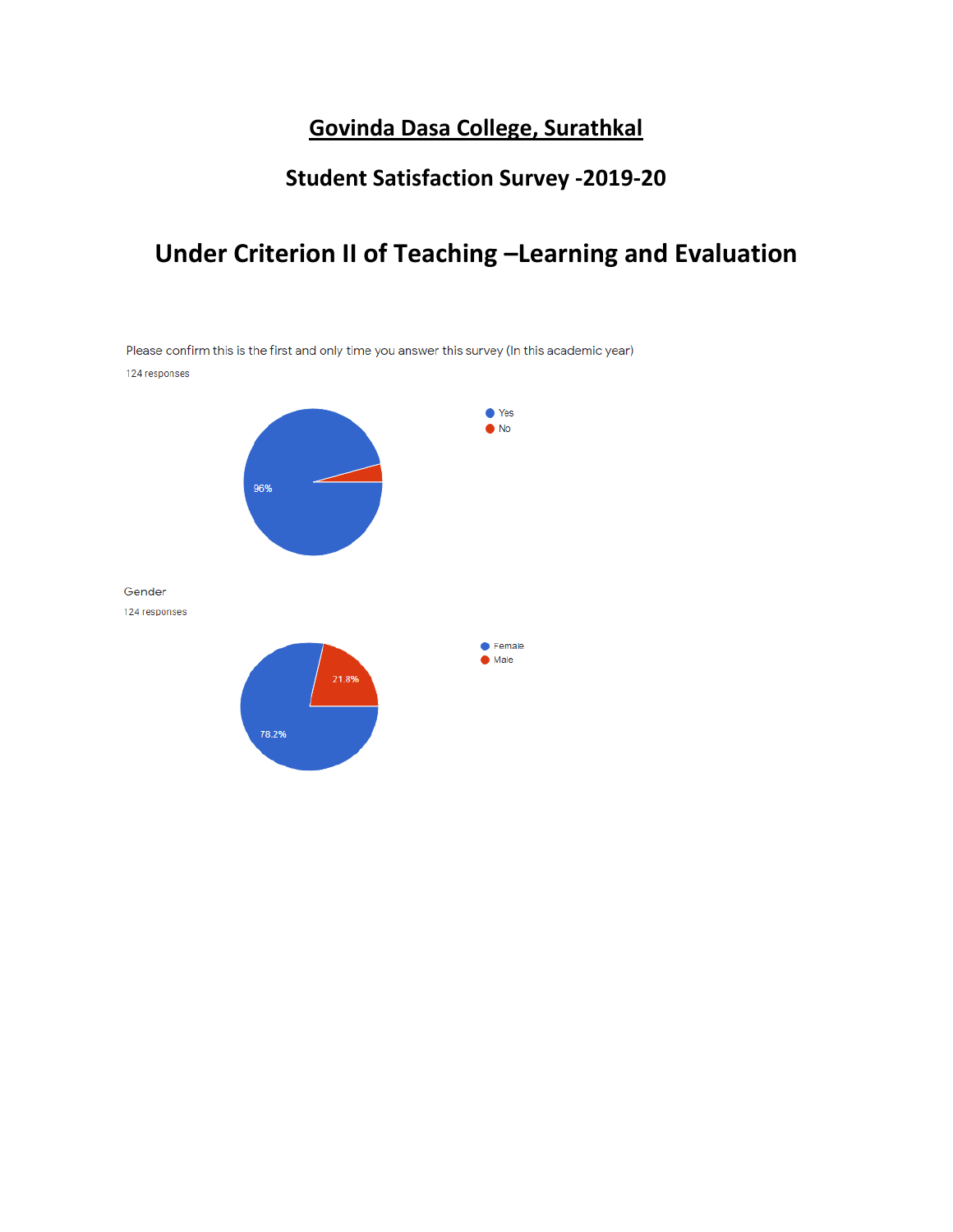# Govinda Dasa College, Surathkal

## Student Satisfaction Survey -2019-20

## Under Criterion II of Teaching –Learning and Evaluation

Please confirm this is the first and only time you answer this survey (In this academic year)

124 responses

- Yes
- No

96%

Gender

124 responses

- Female
- Male

21.8%

78.2%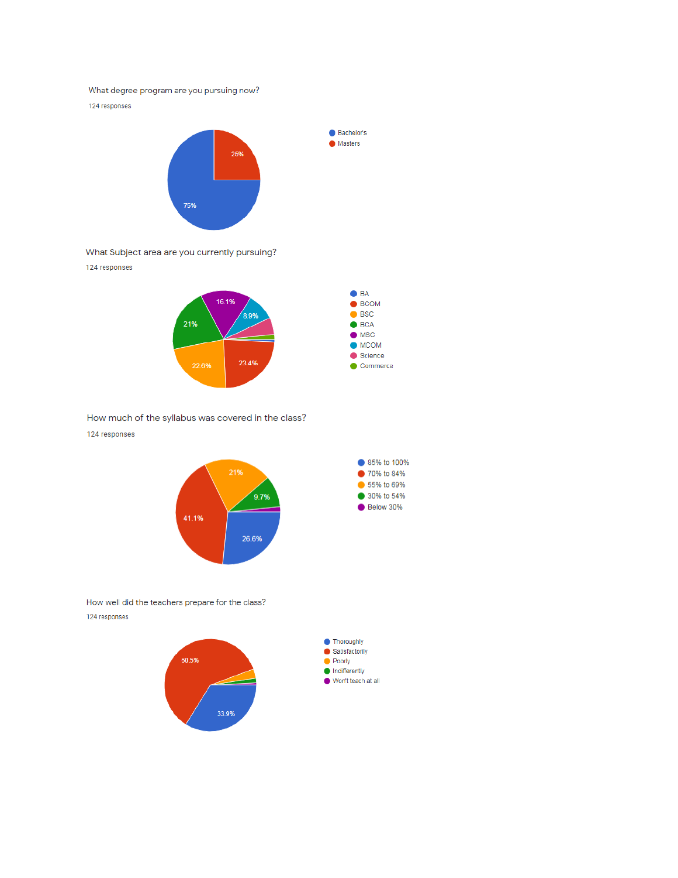What degree program are you pursuing now?

124 responses

- Bachelor's: 75%
- Masters: 25%

What Subject area are you currently pursuing?

124 responses

- BA
- BCOM: 23.4%
- BSC: 22.6%
- BCA: 21%
- MSC: 16.1%
- MCOM: 8.9%
- Science
- Commerce

How much of the syllabus was covered in the class?

124 responses

- 85% to 100%: 26.6%
- 70% to 84%: 41.1%
- 55% to 69%: 21%
- 30% to 54%: 9.7%
- Below 30%

How well did the teachers prepare for the class?

124 responses

- Thoroughly: 33.9%
- Satisfactorily: 60.5%
- Poorly
- Indifferently
- Won't teach at all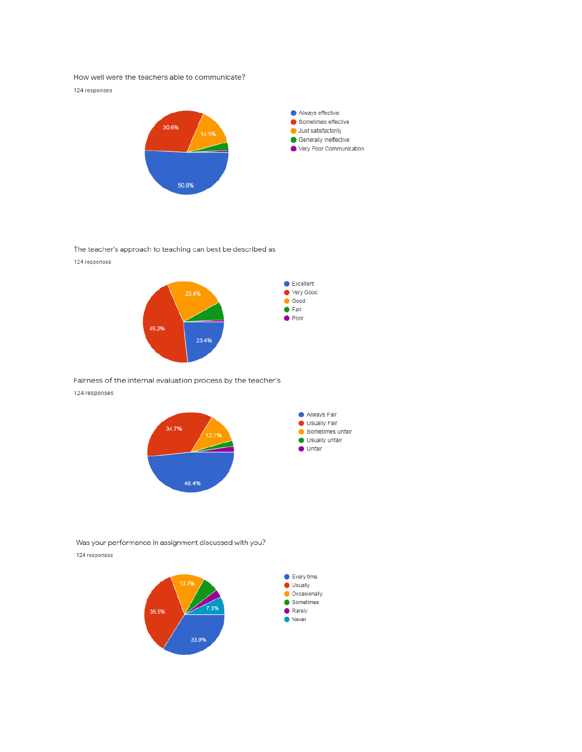How well were the teachers able to communicate?

124 responses

- Always effective
- Sometimes effective
- Just satisfactorily
- Generally ineffective
- Very Poor Communication

50.8%
30.6%
14.5%

The teacher's approach to teaching can best be described as

124 responses

- Excellent
- Very Good
- Good
- Fair
- Poor

45.2%
23.4%
23.4%

Fairness of the internal evaluation process by the teacher's

124 responses

- Always Fair
- Usually Fair
- Sometimes unfair
- Usually unfair
- Unfair

48.4%
34.7%
12.1%

Was your performance in assignment discussed with you?

124 responses

- Every time
- Usually
- Occasionally
- Sometimes
- Rarely
- Never

35.5%
33.9%
13.7%
7.3%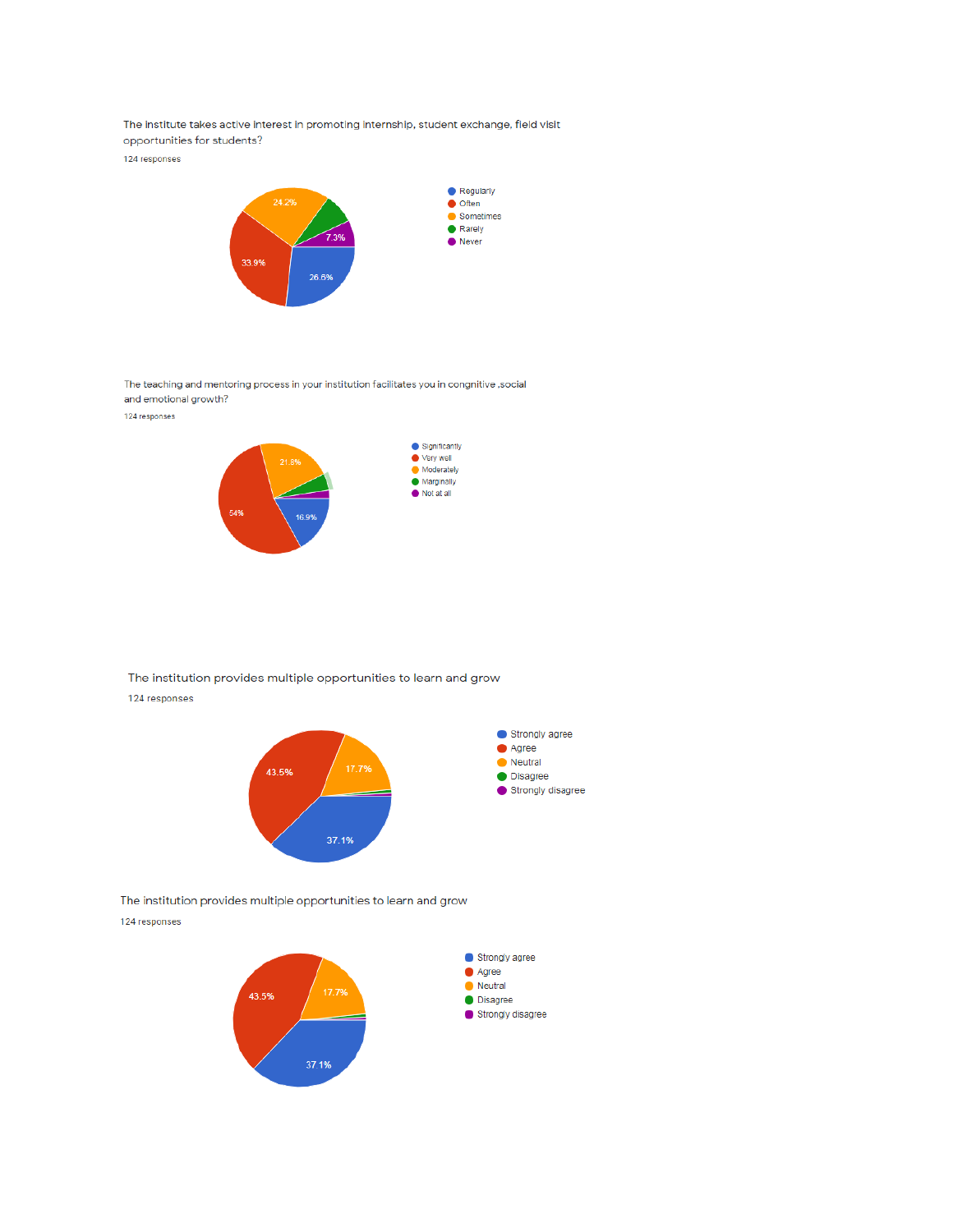The institute takes active interest in promoting internship, student exchange, field visit opportunities for students?

124 responses

- Regularly: 26.6%
- Often: 33.9%
- Sometimes: 24.2%
- Rarely
- Never: 7.3%

The teaching and mentoring process in your institution facilitates you in congnitive ,social and emotional growth?

124 responses

- Significantly: 16.9%
- Very well: 54%
- Moderately: 21.8%
- Marginally
- Not at all

The institution provides multiple opportunities to learn and grow

124 responses

- Strongly agree: 37.1%
- Agree: 43.5%
- Neutral: 17.7%
- Disagree
- Strongly disagree

The institution provides multiple opportunities to learn and grow

124 responses

- Strongly agree: 37.1%
- Agree: 43.5%
- Neutral: 17.7%
- Disagree
- Strongly disagree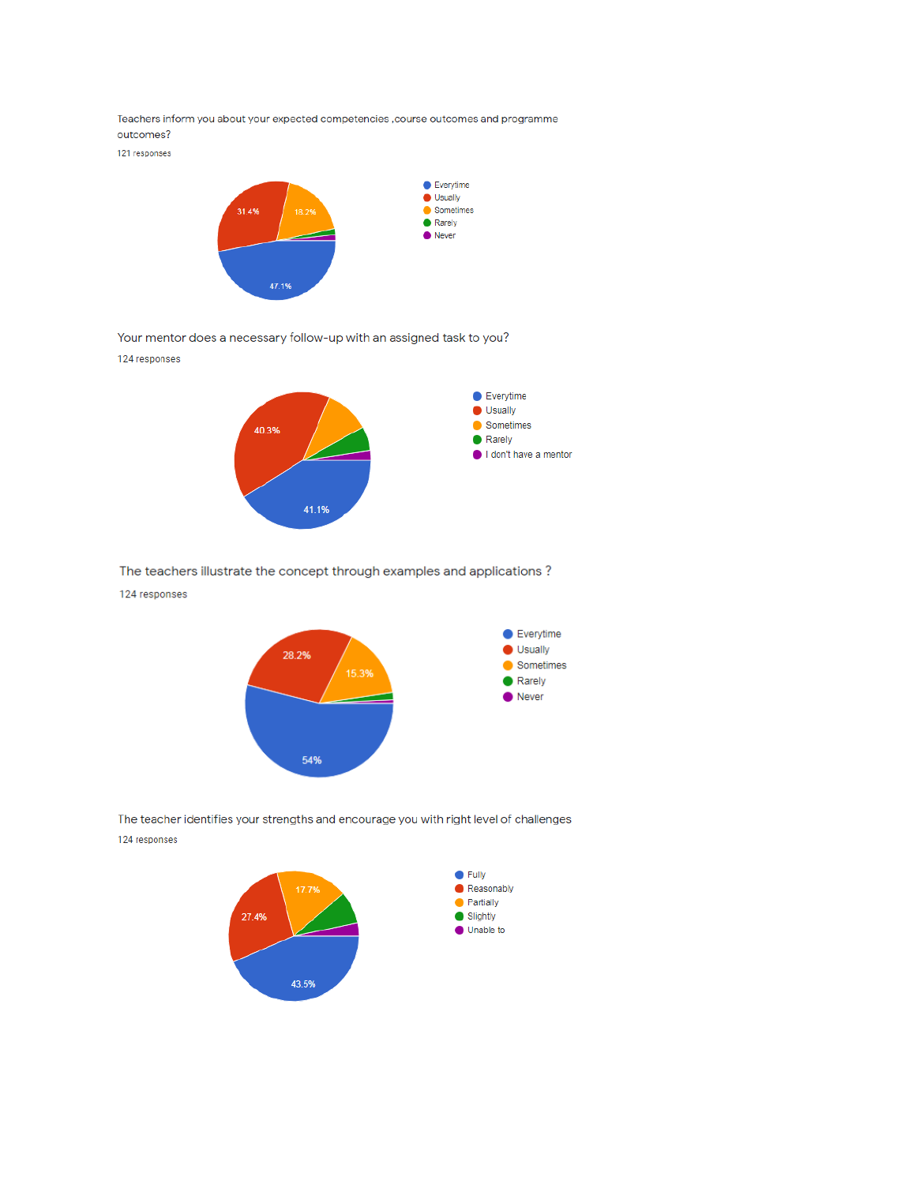Teachers inform you about your expected competencies ,course outcomes and programme outcomes?

121 responses

- Everytime: 47.1%
- Usually: 31.4%
- Sometimes: 18.2%
- Rarely
- Never

Your mentor does a necessary follow-up with an assigned task to you?

124 responses

- Everytime: 41.1%
- Usually: 40.3%
- Sometimes
- Rarely
- I don't have a mentor

The teachers illustrate the concept through examples and applications ?

124 responses

- Everytime: 54%
- Usually: 28.2%
- Sometimes: 15.3%
- Rarely
- Never

The teacher identifies your strengths and encourage you with right level of challenges

124 responses

- Fully: 43.5%
- Reasonably: 27.4%
- Partially: 17.7%
- Slightly
- Unable to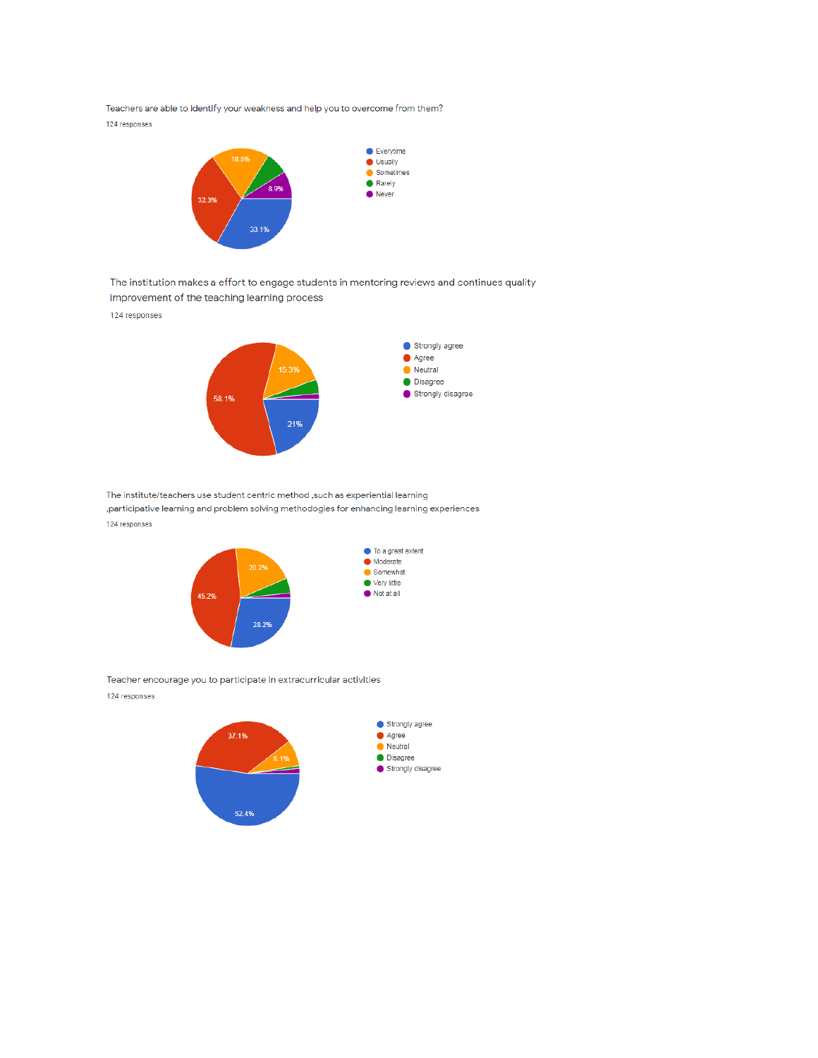Teachers are able to identify your weakness and help you to overcome from them?

124 responses

- Everytime
- Usually
- Sometimes
- Rarely
- Never

18.5%
8.9%
32.3%
33.1%

The institution makes a effort to engage students in mentoring reviews and continues quality improvement of the teaching learning process

124 responses

- Strongly agree
- Agree
- Neutral
- Disagree
- Strongly disagree

15.3%
58.1%
21%

The institute/teachers use student centric method ,such as experiential learning ,participative learning and problem solving methodogies for enhancing learning experiences

124 responses

- To a great extent
- Moderate
- Somewhat
- Very little
- Not at all

20.2%
45.2%
28.2%

Teacher encourage you to participate in extracurricular activities

124 responses

- Strongly agree
- Agree
- Neutral
- Disagree
- Strongly disagree

37.1%
8.1%
52.4%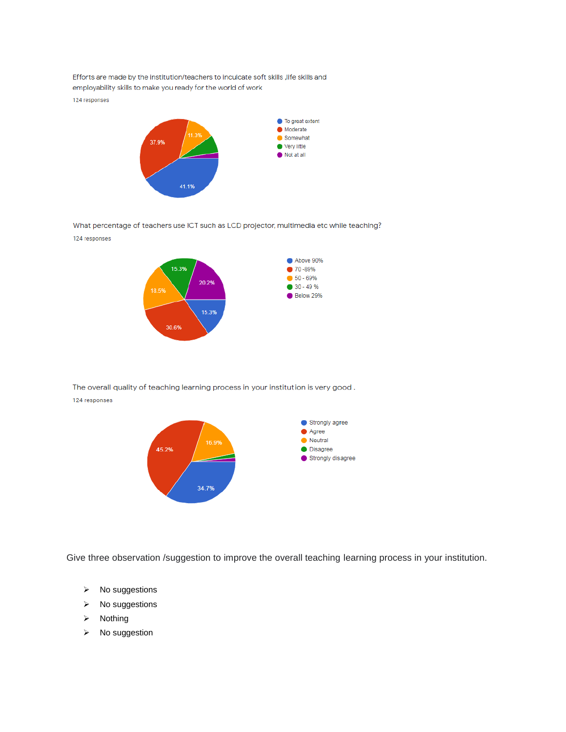Efforts are made by the institution/teachers to inculcate soft skills ,life skills and employability skills to make you ready for the world of work

124 responses

- To great extent: 41.1%
- Moderate: 37.9%
- Somewhat: 11.3%
- Very little
- Not at all

What percentage of teachers use ICT such as LCD projector, multimedia etc while teaching?

124 responses

- Above 90%: 15.3%
- 70 -89%: 30.6%
- 50 - 69%: 18.5%
- 30 - 49 %: 15.3%
- Below 29%: 20.2%

The overall quality of teaching learning process in your institution is very good .

124 responses

- Strongly agree: 34.7%
- Agree: 45.2%
- Neutral: 16.9%
- Disagree
- Strongly disagree

Give three observation /suggestion to improve the overall teaching learning process in your institution.

- No suggestions
- No suggestions
- Nothing
- No suggestion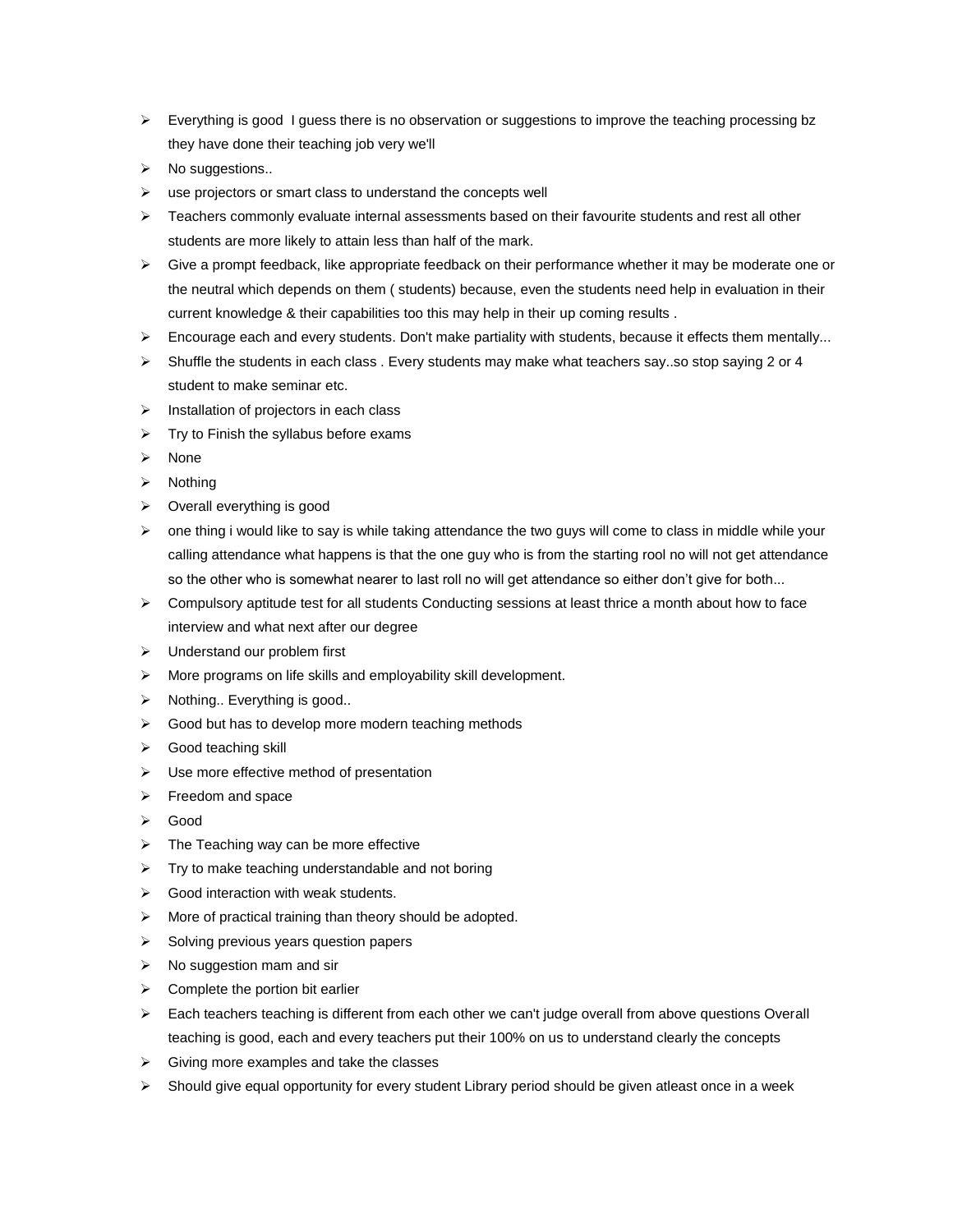- Everything is good  I guess there is no observation or suggestions to improve the teaching processing bz they have done their teaching job very we'll
- No suggestions..
- use projectors or smart class to understand the concepts well
- Teachers commonly evaluate internal assessments based on their favourite students and rest all other students are more likely to attain less than half of the mark.
- Give a prompt feedback, like appropriate feedback on their performance whether it may be moderate one or the neutral which depends on them ( students) because, even the students need help in evaluation in their current knowledge & their capabilities too this may help in their up coming results .
- Encourage each and every students. Don't make partiality with students, because it effects them mentally...
- Shuffle the students in each class . Every students may make what teachers say..so stop saying 2 or 4 student to make seminar etc.
- Installation of projectors in each class
- Try to Finish the syllabus before exams
- None
- Nothing
- Overall everything is good
- one thing i would like to say is while taking attendance the two guys will come to class in middle while your calling attendance what happens is that the one guy who is from the starting rool no will not get attendance so the other who is somewhat nearer to last roll no will get attendance so either don't give for both...
- Compulsory aptitude test for all students Conducting sessions at least thrice a month about how to face interview and what next after our degree
- Understand our problem first
- More programs on life skills and employability skill development.
- Nothing.. Everything is good..
- Good but has to develop more modern teaching methods
- Good teaching skill
- Use more effective method of presentation
- Freedom and space
- Good
- The Teaching way can be more effective
- Try to make teaching understandable and not boring
- Good interaction with weak students.
- More of practical training than theory should be adopted.
- Solving previous years question papers
- No suggestion mam and sir
- Complete the portion bit earlier
- Each teachers teaching is different from each other we can't judge overall from above questions Overall teaching is good, each and every teachers put their 100% on us to understand clearly the concepts
- Giving more examples and take the classes
- Should give equal opportunity for every student Library period should be given atleast once in a week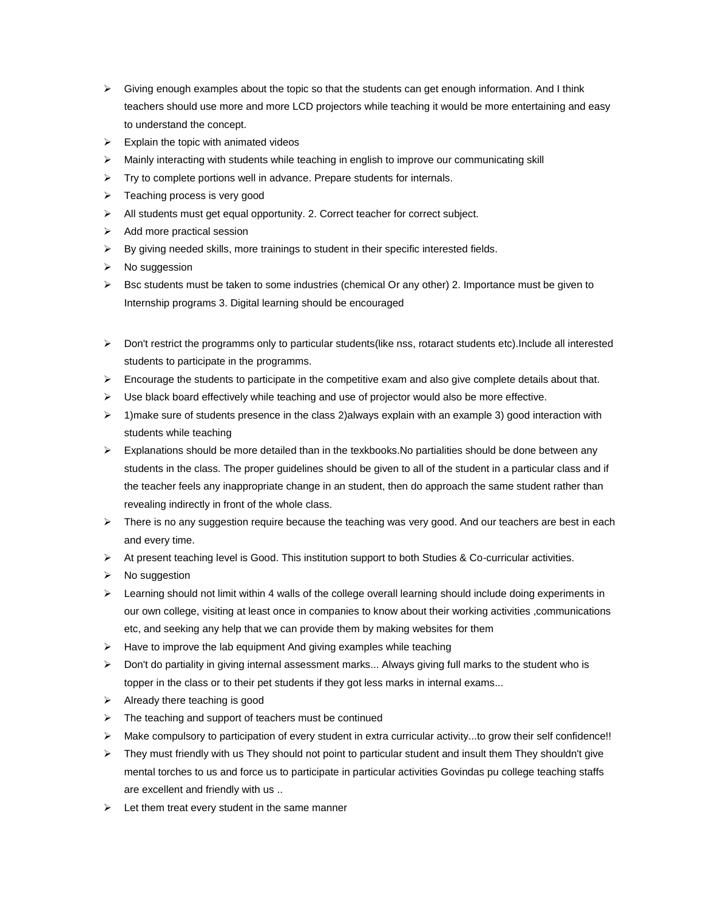- Giving enough examples about the topic so that the students can get enough information. And I think teachers should use more and more LCD projectors while teaching it would be more entertaining and easy to understand the concept.
- Explain the topic with animated videos
- Mainly interacting with students while teaching in english to improve our communicating skill
- Try to complete portions well in advance. Prepare students for internals.
- Teaching process is very good
- All students must get equal opportunity. 2. Correct teacher for correct subject.
- Add more practical session
- By giving needed skills, more trainings to student in their specific interested fields.
- No suggession
- Bsc students must be taken to some industries (chemical Or any other) 2. Importance must be given to Internship programs 3. Digital learning should be encouraged

- Don't restrict the programms only to particular students(like nss, rotaract students etc).Include all interested students to participate in the programms.
- Encourage the students to participate in the competitive exam and also give complete details about that.
- Use black board effectively while teaching and use of projector would also be more effective.
- 1)make sure of students presence in the class 2)always explain with an example 3) good interaction with students while teaching
- Explanations should be more detailed than in the texkbooks.No partialities should be done between any students in the class. The proper guidelines should be given to all of the student in a particular class and if the teacher feels any inappropriate change in an student, then do approach the same student rather than revealing indirectly in front of the whole class.
- There is no any suggestion require because the teaching was very good. And our teachers are best in each and every time.
- At present teaching level is Good. This institution support to both Studies & Co-curricular activities.
- No suggestion
- Learning should not limit within 4 walls of the college overall learning should include doing experiments in our own college, visiting at least once in companies to know about their working activities ,communications etc, and seeking any help that we can provide them by making websites for them
- Have to improve the lab equipment And giving examples while teaching
- Don't do partiality in giving internal assessment marks... Always giving full marks to the student who is topper in the class or to their pet students if they got less marks in internal exams...
- Already there teaching is good
- The teaching and support of teachers must be continued
- Make compulsory to participation of every student in extra curricular activity...to grow their self confidence!!
- They must friendly with us They should not point to particular student and insult them They shouldn't give mental torches to us and force us to participate in particular activities Govindas pu college teaching staffs are excellent and friendly with us ..
- Let them treat every student in the same manner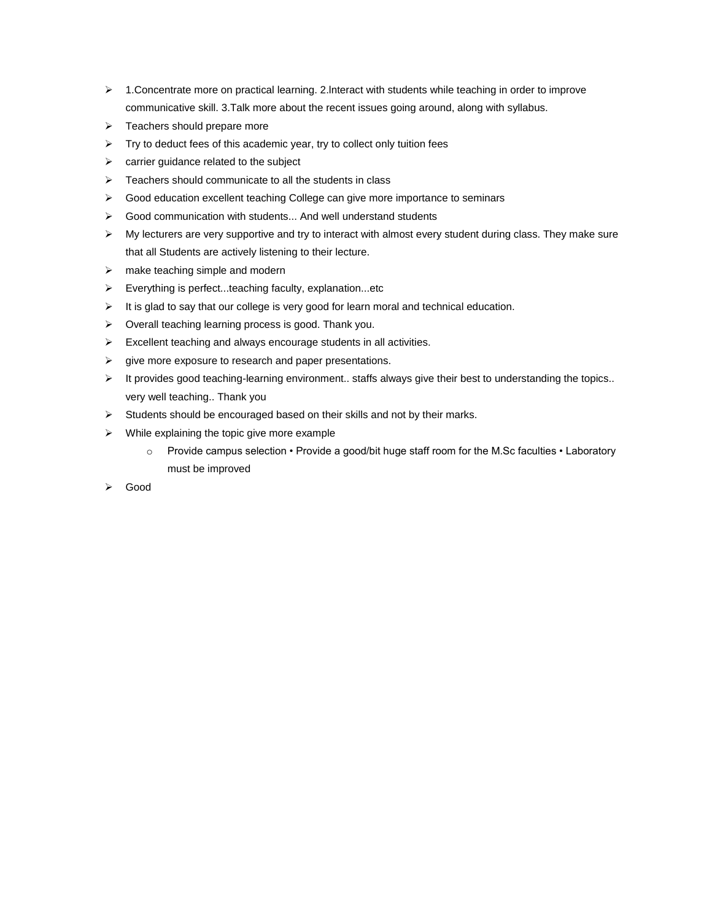- 1.Concentrate more on practical learning. 2.Interact with students while teaching in order to improve communicative skill. 3.Talk more about the recent issues going around, along with syllabus.
- Teachers should prepare more
- Try to deduct fees of this academic year, try to collect only tuition fees
- carrier guidance related to the subject
- Teachers should communicate to all the students in class
- Good education excellent teaching College can give more importance to seminars
- Good communication with students... And well understand students
- My lecturers are very supportive and try to interact with almost every student during class. They make sure that all Students are actively listening to their lecture.
- make teaching simple and modern
- Everything is perfect...teaching faculty, explanation...etc
- It is glad to say that our college is very good for learn moral and technical education.
- Overall teaching learning process is good. Thank you.
- Excellent teaching and always encourage students in all activities.
- give more exposure to research and paper presentations.
- It provides good teaching-learning environment.. staffs always give their best to understanding the topics.. very well teaching.. Thank you
- Students should be encouraged based on their skills and not by their marks.
- While explaining the topic give more example
    - Provide campus selection • Provide a good/bit huge staff room for the M.Sc faculties • Laboratory must be improved
- Good